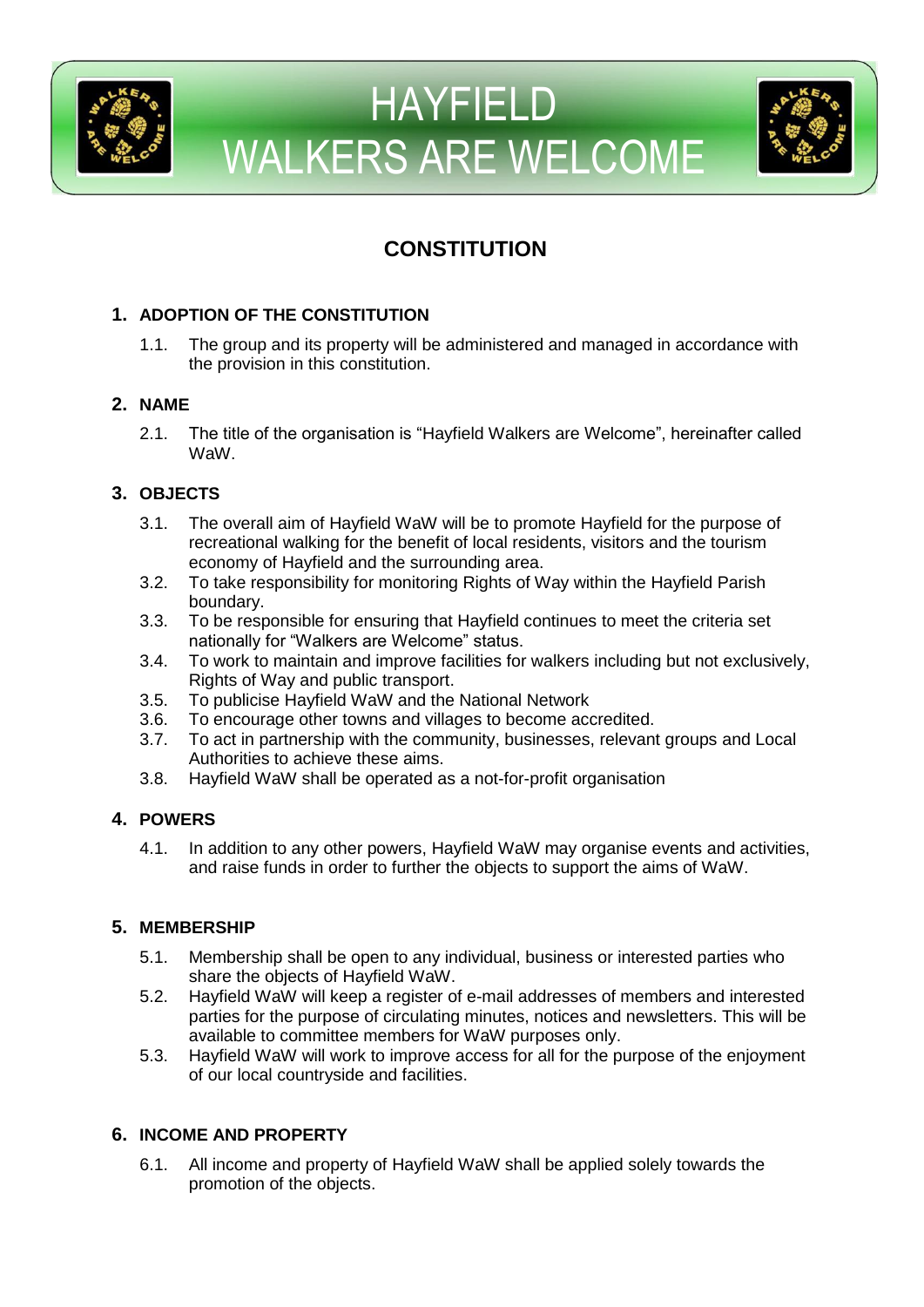# HAYFIELD WALKERS ARE WELCOME

## CONSTITUTION

### 1. ADOPTION OF THE CONSTITUTION

1.1. The group and its property will be administered and managed in accordance with the provision in this constitution.

### 2. NAME

2.1. The title of the organisation is "Hayfield Walkers are Welcome", hereinafter called WaW.

### 3. OBJECTS

3.1. The overall aim of Hayfield WaW will be to promote Hayfield for the purpose of recreational walking for the benefit of local residents, visitors and the tourism economy of Hayfield and the surrounding area.

3.2. To take responsibility for monitoring Rights of Way within the Hayfield Parish boundary.

3.3. To be responsible for ensuring that Hayfield continues to meet the criteria set nationally for "Walkers are Welcome" status.

3.4. To work to maintain and improve facilities for walkers including but not exclusively, Rights of Way and public transport.

3.5. To publicise Hayfield WaW and the National Network

3.6. To encourage other towns and villages to become accredited.

3.7. To act in partnership with the community, businesses, relevant groups and Local Authorities to achieve these aims.

3.8. Hayfield WaW shall be operated as a not-for-profit organisation

### 4. POWERS

4.1. In addition to any other powers, Hayfield WaW may organise events and activities, and raise funds in order to further the objects to support the aims of WaW.

### 5. MEMBERSHIP

5.1. Membership shall be open to any individual, business or interested parties who share the objects of Hayfield WaW.

5.2. Hayfield WaW will keep a register of e-mail addresses of members and interested parties for the purpose of circulating minutes, notices and newsletters. This will be available to committee members for WaW purposes only.

5.3. Hayfield WaW will work to improve access for all for the purpose of the enjoyment of our local countryside and facilities.

### 6. INCOME AND PROPERTY

6.1. All income and property of Hayfield WaW shall be applied solely towards the promotion of the objects.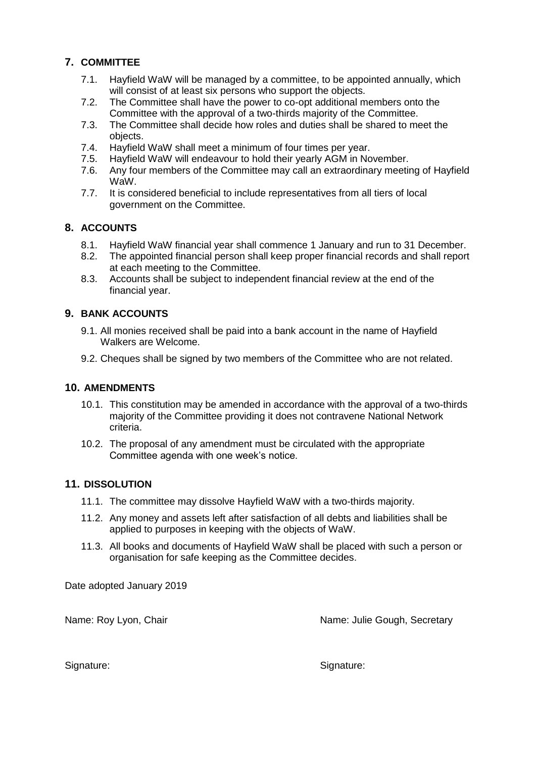## 7. COMMITTEE

- 7.1. Hayfield WaW will be managed by a committee, to be appointed annually, which will consist of at least six persons who support the objects.
- 7.2. The Committee shall have the power to co-opt additional members onto the Committee with the approval of a two-thirds majority of the Committee.
- 7.3. The Committee shall decide how roles and duties shall be shared to meet the objects.
- 7.4. Hayfield WaW shall meet a minimum of four times per year.
- 7.5. Hayfield WaW will endeavour to hold their yearly AGM in November.
- 7.6. Any four members of the Committee may call an extraordinary meeting of Hayfield WaW.
- 7.7. It is considered beneficial to include representatives from all tiers of local government on the Committee.

## 8. ACCOUNTS

- 8.1. Hayfield WaW financial year shall commence 1 January and run to 31 December.
- 8.2. The appointed financial person shall keep proper financial records and shall report at each meeting to the Committee.
- 8.3. Accounts shall be subject to independent financial review at the end of the financial year.

## 9. BANK ACCOUNTS

- 9.1. All monies received shall be paid into a bank account in the name of Hayfield Walkers are Welcome.
- 9.2. Cheques shall be signed by two members of the Committee who are not related.

## 10. AMENDMENTS

- 10.1. This constitution may be amended in accordance with the approval of a two-thirds majority of the Committee providing it does not contravene National Network criteria.
- 10.2. The proposal of any amendment must be circulated with the appropriate Committee agenda with one week's notice.

## 11. DISSOLUTION

- 11.1. The committee may dissolve Hayfield WaW with a two-thirds majority.
- 11.2. Any money and assets left after satisfaction of all debts and liabilities shall be applied to purposes in keeping with the objects of WaW.
- 11.3. All books and documents of Hayfield WaW shall be placed with such a person or organisation for safe keeping as the Committee decides.

Date adopted January 2019

Name: Roy Lyon, Chair

Signature:

Name: Julie Gough, Secretary

Signature: